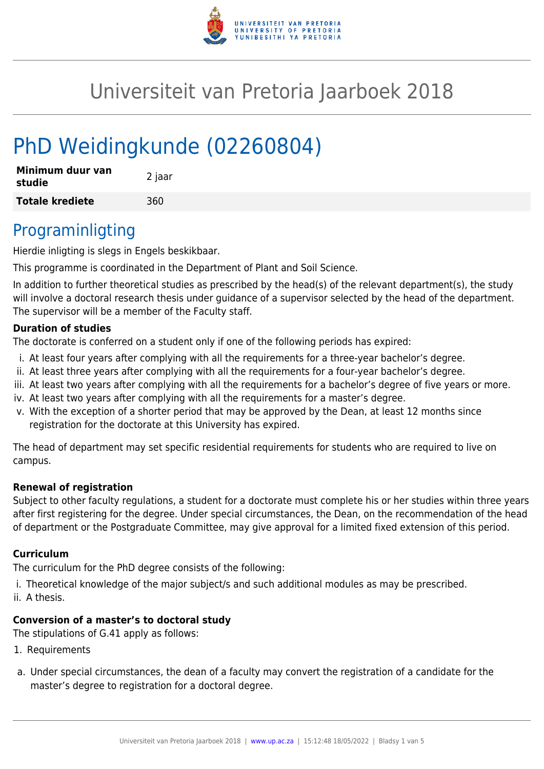# Universiteit van Pretoria Jaarboek 2018

# PhD Weidingkunde (02260804)

| **Minimum duur van studie** | 2 jaar |
| --- | --- |
| **Totale krediete** | 360 |

## Programinligting

Hierdie inligting is slegs in Engels beskikbaar.

This programme is coordinated in the Department of Plant and Soil Science.

In addition to further theoretical studies as prescribed by the head(s) of the relevant department(s), the study will involve a doctoral research thesis under guidance of a supervisor selected by the head of the department. The supervisor will be a member of the Faculty staff.

**Duration of studies**

The doctorate is conferred on a student only if one of the following periods has expired:

i. At least four years after complying with all the requirements for a three-year bachelor's degree.
ii. At least three years after complying with all the requirements for a four-year bachelor's degree.
iii. At least two years after complying with all the requirements for a bachelor's degree of five years or more.
iv. At least two years after complying with all the requirements for a master's degree.
v. With the exception of a shorter period that may be approved by the Dean, at least 12 months since registration for the doctorate at this University has expired.

The head of department may set specific residential requirements for students who are required to live on campus.

**Renewal of registration**

Subject to other faculty regulations, a student for a doctorate must complete his or her studies within three years after first registering for the degree. Under special circumstances, the Dean, on the recommendation of the head of department or the Postgraduate Committee, may give approval for a limited fixed extension of this period.

**Curriculum**

The curriculum for the PhD degree consists of the following:

i. Theoretical knowledge of the major subject/s and such additional modules as may be prescribed.
ii. A thesis.

**Conversion of a master's to doctoral study**

The stipulations of G.41 apply as follows:

1. Requirements

a. Under special circumstances, the dean of a faculty may convert the registration of a candidate for the master's degree to registration for a doctoral degree.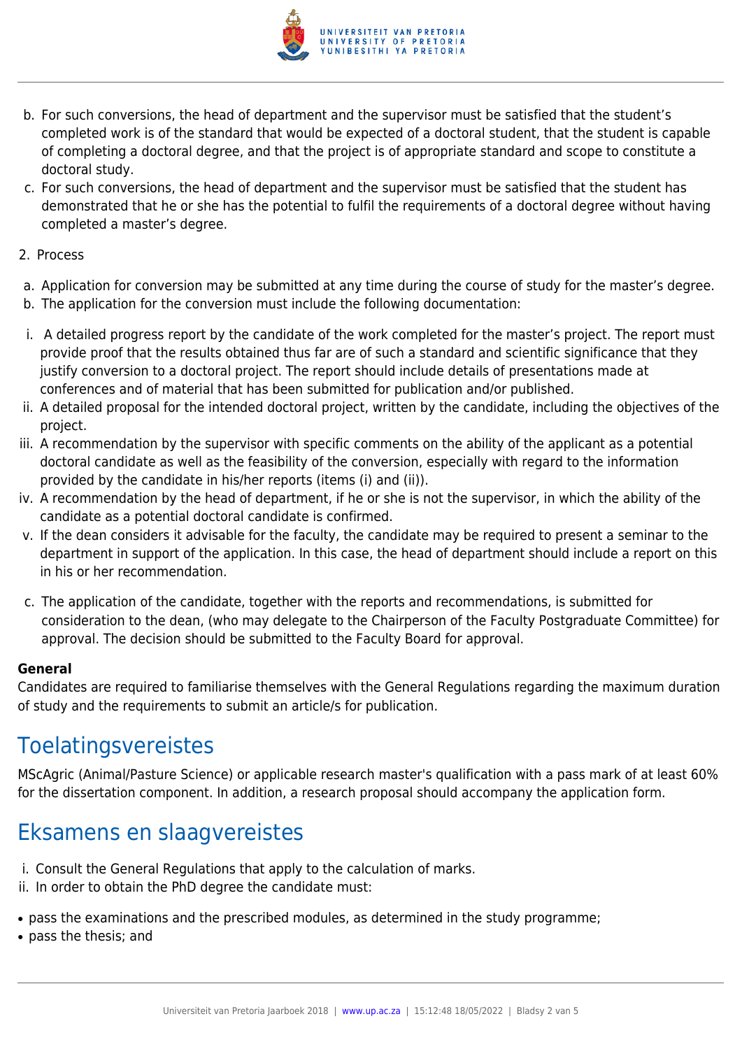b. For such conversions, the head of department and the supervisor must be satisfied that the student's completed work is of the standard that would be expected of a doctoral student, that the student is capable of completing a doctoral degree, and that the project is of appropriate standard and scope to constitute a doctoral study.

c. For such conversions, the head of department and the supervisor must be satisfied that the student has demonstrated that he or she has the potential to fulfil the requirements of a doctoral degree without having completed a master's degree.

2. Process

a. Application for conversion may be submitted at any time during the course of study for the master's degree.

b. The application for the conversion must include the following documentation:

i. A detailed progress report by the candidate of the work completed for the master's project. The report must provide proof that the results obtained thus far are of such a standard and scientific significance that they justify conversion to a doctoral project. The report should include details of presentations made at conferences and of material that has been submitted for publication and/or published.

ii. A detailed proposal for the intended doctoral project, written by the candidate, including the objectives of the project.

iii. A recommendation by the supervisor with specific comments on the ability of the applicant as a potential doctoral candidate as well as the feasibility of the conversion, especially with regard to the information provided by the candidate in his/her reports (items (i) and (ii)).

iv. A recommendation by the head of department, if he or she is not the supervisor, in which the ability of the candidate as a potential doctoral candidate is confirmed.

v. If the dean considers it advisable for the faculty, the candidate may be required to present a seminar to the department in support of the application. In this case, the head of department should include a report on this in his or her recommendation.

c. The application of the candidate, together with the reports and recommendations, is submitted for consideration to the dean, (who may delegate to the Chairperson of the Faculty Postgraduate Committee) for approval. The decision should be submitted to the Faculty Board for approval.

**General**

Candidates are required to familiarise themselves with the General Regulations regarding the maximum duration of study and the requirements to submit an article/s for publication.

## Toelatingsvereistes

MScAgric (Animal/Pasture Science) or applicable research master's qualification with a pass mark of at least 60% for the dissertation component. In addition, a research proposal should accompany the application form.

## Eksamens en slaagvereistes

i. Consult the General Regulations that apply to the calculation of marks.

ii. In order to obtain the PhD degree the candidate must:

- pass the examinations and the prescribed modules, as determined in the study programme;
- pass the thesis; and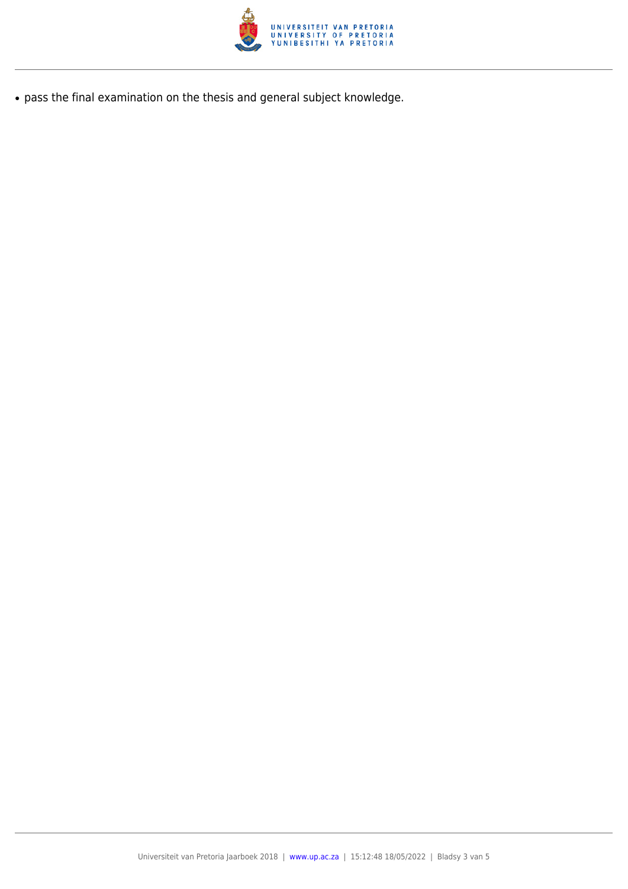- pass the final examination on the thesis and general subject knowledge.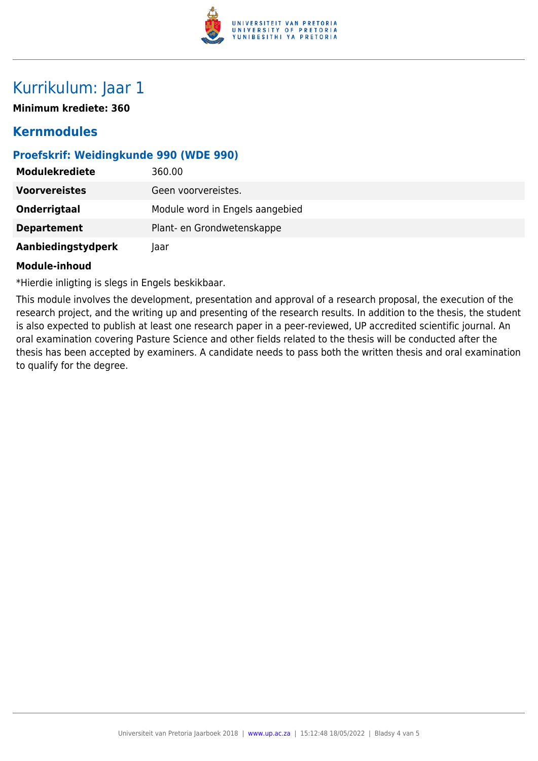# Kurrikulum: Jaar 1

**Minimum krediete: 360**

## Kernmodules

### Proefskrif: Weidingkunde 990 (WDE 990)

| | |
|---|---|
| **Modulekrediete** | 360.00 |
| **Voorvereistes** | Geen voorvereistes. |
| **Onderrigtaal** | Module word in Engels aangebied |
| **Departement** | Plant- en Grondwetenskappe |
| **Aanbiedingstydperk** | Jaar |

**Module-inhoud**

*Hierdie inligting is slegs in Engels beskikbaar.

This module involves the development, presentation and approval of a research proposal, the execution of the research project, and the writing up and presenting of the research results. In addition to the thesis, the student is also expected to publish at least one research paper in a peer-reviewed, UP accredited scientific journal. An oral examination covering Pasture Science and other fields related to the thesis will be conducted after the thesis has been accepted by examiners. A candidate needs to pass both the written thesis and oral examination to qualify for the degree.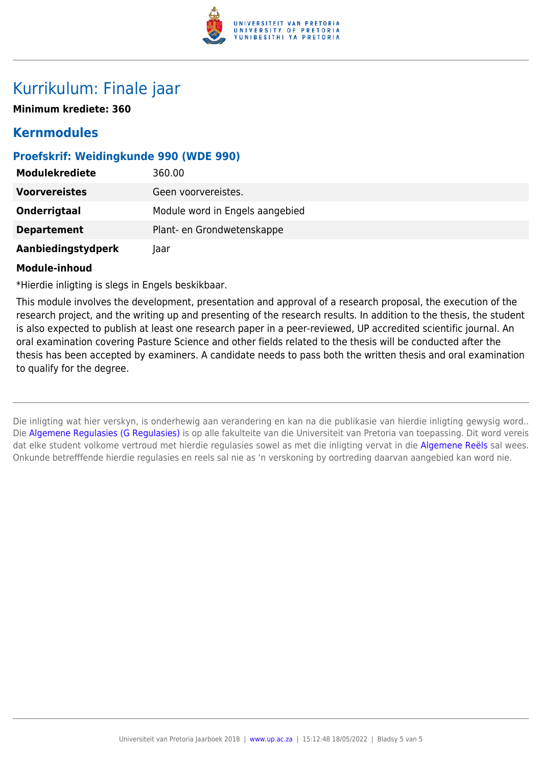# Kurrikulum: Finale jaar

**Minimum krediete: 360**

## Kernmodules

### Proefskrif: Weidingkunde 990 (WDE 990)

| | |
|---|---|
| **Modulekrediete** | 360.00 |
| **Voorvereistes** | Geen voorvereistes. |
| **Onderrigtaal** | Module word in Engels aangebied |
| **Departement** | Plant- en Grondwetenskappe |
| **Aanbiedingstydperk** | Jaar |

**Module-inhoud**

*Hierdie inligting is slegs in Engels beskikbaar.

This module involves the development, presentation and approval of a research proposal, the execution of the research project, and the writing up and presenting of the research results. In addition to the thesis, the student is also expected to publish at least one research paper in a peer-reviewed, UP accredited scientific journal. An oral examination covering Pasture Science and other fields related to the thesis will be conducted after the thesis has been accepted by examiners. A candidate needs to pass both the written thesis and oral examination to qualify for the degree.

---

Die inligting wat hier verskyn, is onderhewig aan verandering en kan na die publikasie van hierdie inligting gewysig word.. Die Algemene Regulasies (G Regulasies) is op alle fakulteite van die Universiteit van Pretoria van toepassing. Dit word vereis dat elke student volkome vertroud met hierdie regulasies sowel as met die inligting vervat in die Algemene Reëls sal wees. Onkunde betreffende hierdie regulasies en reels sal nie as 'n verskoning by oortreding daarvan aangebied kan word nie.